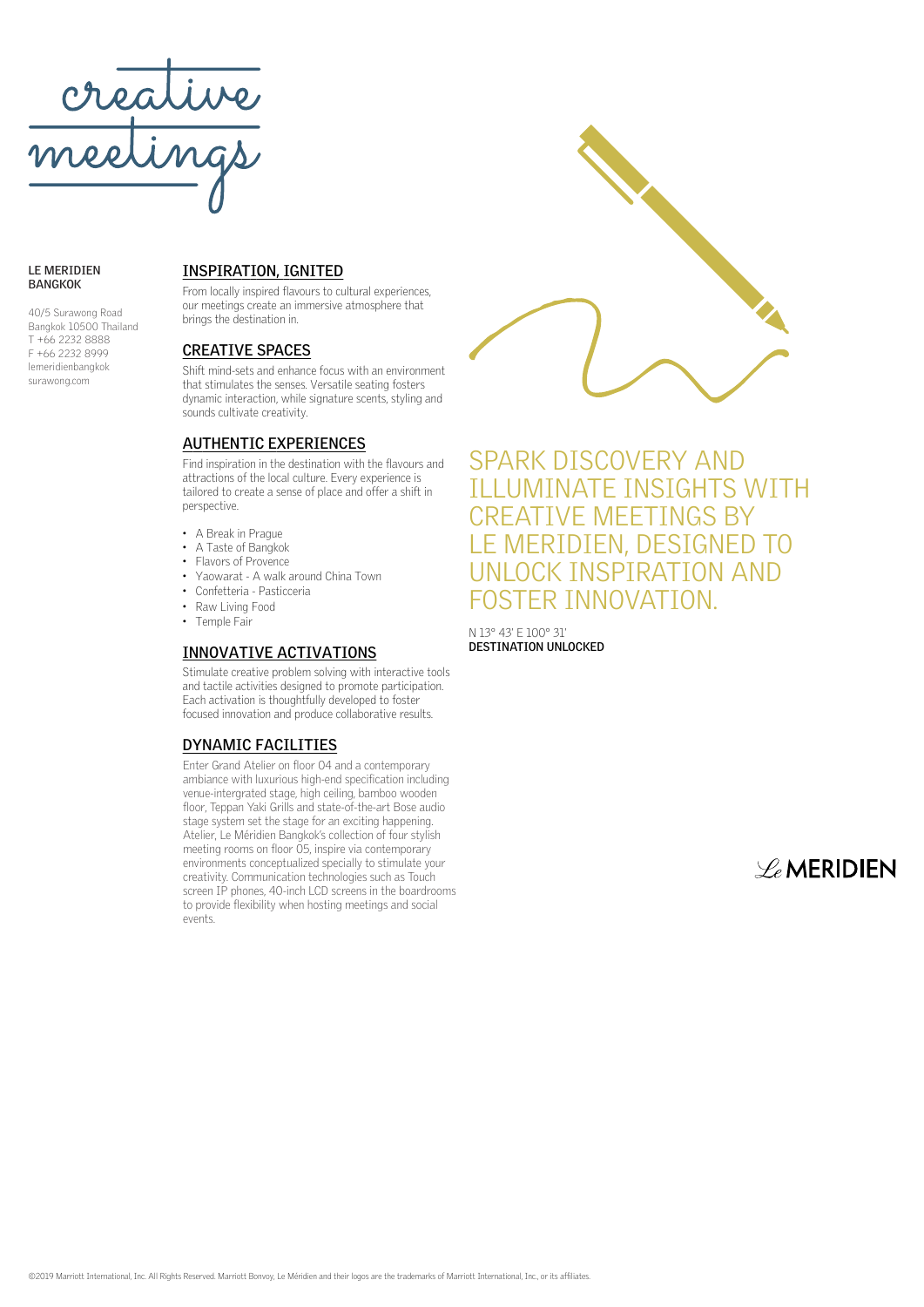# creative meetings

**LE MERIDIEN BANGKOK**

40/5 Surawong Road
Bangkok 10500 Thailand
T +66 2232 8888
F +66 2232 8999
lemeridienbangkok
surawong.com

## INSPIRATION, IGNITED

From locally inspired flavours to cultural experiences, our meetings create an immersive atmosphere that brings the destination in.

## CREATIVE SPACES

Shift mind-sets and enhance focus with an environment that stimulates the senses. Versatile seating fosters dynamic interaction, while signature scents, styling and sounds cultivate creativity.

## AUTHENTIC EXPERIENCES

Find inspiration in the destination with the flavours and attractions of the local culture. Every experience is tailored to create a sense of place and offer a shift in perspective.

- A Break in Prague
- A Taste of Bangkok
- Flavors of Provence
- Yaowarat - A walk around China Town
- Confetteria - Pasticceria
- Raw Living Food
- Temple Fair

## INNOVATIVE ACTIVATIONS

Stimulate creative problem solving with interactive tools and tactile activities designed to promote participation. Each activation is thoughtfully developed to foster focused innovation and produce collaborative results.

## DYNAMIC FACILITIES

Enter Grand Atelier on floor 04 and a contemporary ambiance with luxurious high-end specification including venue-intergrated stage, high ceiling, bamboo wooden floor, Teppan Yaki Grills and state-of-the-art Bose audio stage system set the stage for an exciting happening. Atelier, Le Méridien Bangkok's collection of four stylish meeting rooms on floor 05, inspire via contemporary environments conceptualized specially to stimulate your creativity. Communication technologies such as Touch screen IP phones, 40-inch LCD screens in the boardrooms to provide flexibility when hosting meetings and social events.

SPARK DISCOVERY AND ILLUMINATE INSIGHTS WITH CREATIVE MEETINGS BY LE MERIDIEN, DESIGNED TO UNLOCK INSPIRATION AND FOSTER INNOVATION.

N 13° 43' E 100° 31'
**DESTINATION UNLOCKED**

Le MERIDIEN

©2019 Marriott International, Inc. All Rights Reserved. Marriott Bonvoy, Le Méridien and their logos are the trademarks of Marriott International, Inc., or its affiliates.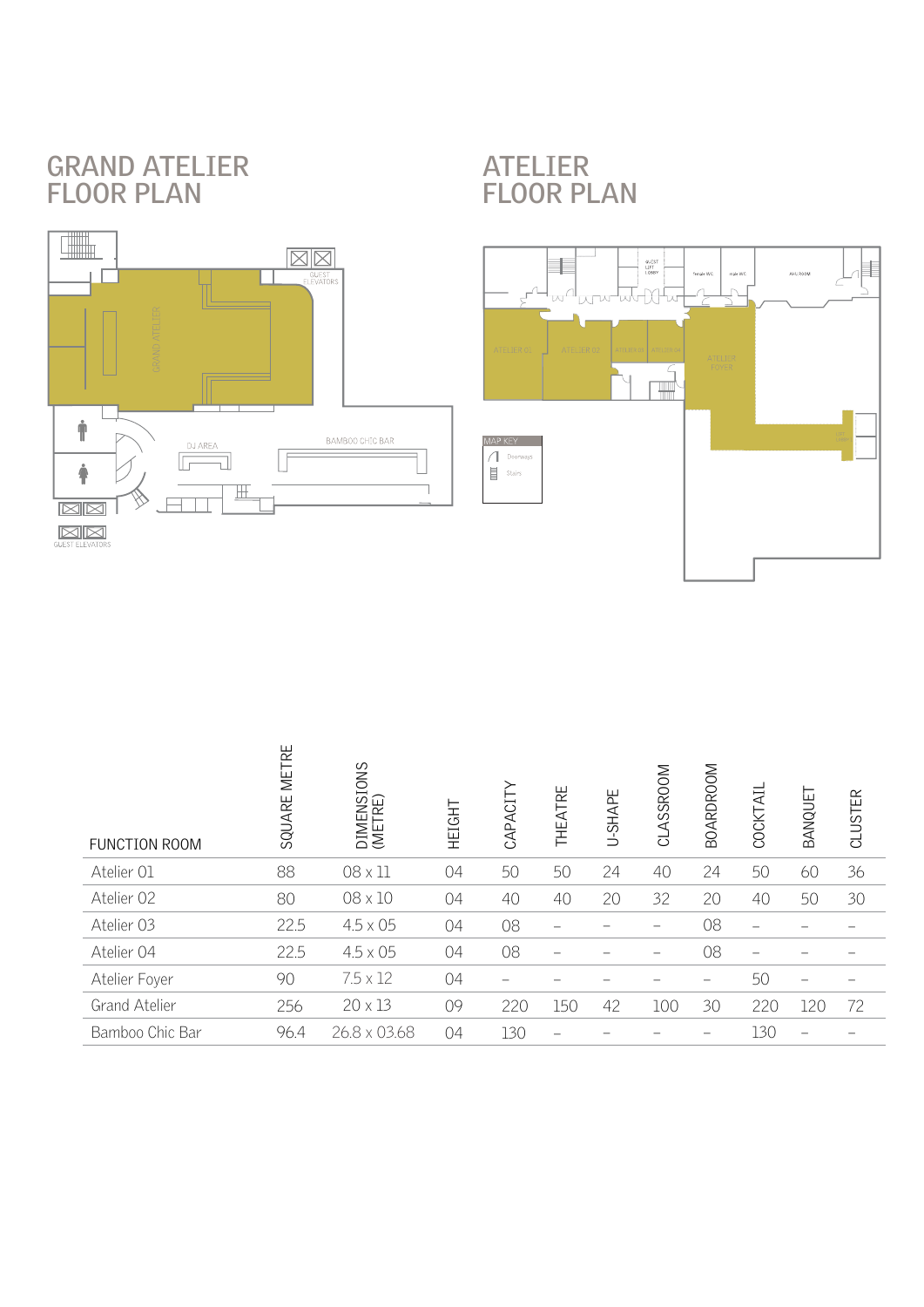# GRAND ATELIER FLOOR PLAN

GUEST ELEVATORS

GRAND ATELIER

DJ AREA

BAMBOO CHIC BAR

GUEST ELEVATORS

# ATELIER FLOOR PLAN

GUEST LIFT LOBBY

Female WC

male WC

AHU ROOM

ATELIER 01

ATELIER 02

ATELIER 03

ATELIER 04

ATELIER FOYER

LIFT LOBBY

MAP KEY

Doorways

Stairs

| FUNCTION ROOM | SQUARE METRE | DIMENSIONS (METRE) | HEIGHT | CAPACITY | THEATRE | U-SHAPE | CLASSROOM | BOARDROOM | COCKTAIL | BANQUET | CLUSTER |
|---|---|---|---|---|---|---|---|---|---|---|---|
| Atelier 01 | 88 | 08 x 11 | 04 | 50 | 50 | 24 | 40 | 24 | 50 | 60 | 36 |
| Atelier 02 | 80 | 08 x 10 | 04 | 40 | 40 | 20 | 32 | 20 | 40 | 50 | 30 |
| Atelier 03 | 22.5 | 4.5 x 05 | 04 | 08 | – | – | – | 08 | – | – | – |
| Atelier 04 | 22.5 | 4.5 x 05 | 04 | 08 | – | – | – | 08 | – | – | – |
| Atelier Foyer | 90 | 7.5 x 12 | 04 | – | – | – | – | – | 50 | – | – |
| Grand Atelier | 256 | 20 x 13 | 09 | 220 | 150 | 42 | 100 | 30 | 220 | 120 | 72 |
| Bamboo Chic Bar | 96.4 | 26.8 x 03.68 | 04 | 130 | – | – | – | – | 130 | – | – |